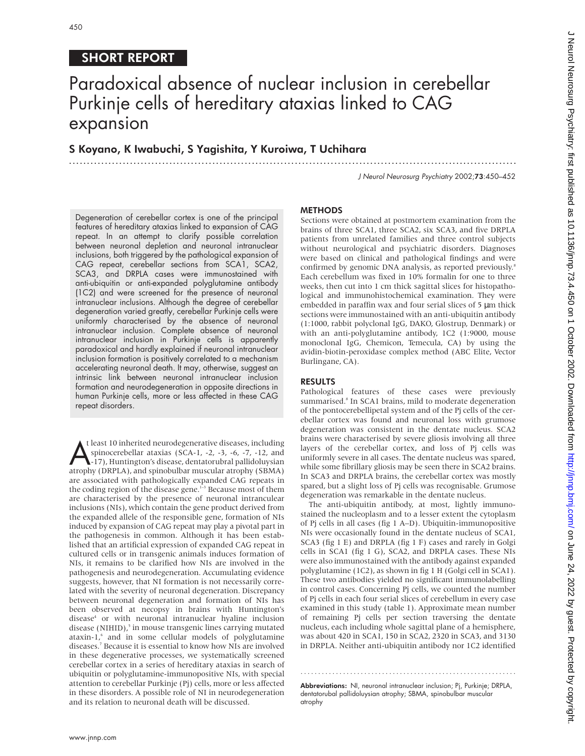SHORT REPORT

# Paradoxical absence of nuclear inclusion in cerebellar Purkinje cells of hereditary ataxias linked to CAG expansion

**S Koyano, K Iwabuchi, S Yagishita, Y Kuroiwa, T Uchihara**

Degeneration of cerebellar cortex is one of the principal features of hereditary ataxias linked to expansion of CAG repeat. In an attempt to clarify possible correlation between neuronal depletion and neuronal intranuclear inclusions, both triggered by the pathological expansion of CAG repeat, cerebellar sections from SCA1, SCA2, SCA3, and DRPLA cases were immunostained with anti-ubiquitin or anti-expanded polyglutamine antibody (1C2) and were screened for the presence of neuronal intranuclear inclusions. Although the degree of cerebellar degeneration varied greatly, cerebellar Purkinje cells were uniformly characterised by the absence of neuronal intranuclear inclusion. Complete absence of neuronal intranuclear inclusion in Purkinje cells is apparently paradoxical and hardly explained if neuronal intranuclear inclusion formation is positively correlated to a mechanism accelerating neuronal death. It may, otherwise, suggest an intrinsic link between neuronal intranuclear inclusion formation and neurodegeneration in opposite directions in human Purkinje cells, more or less affected in these CAG repeat disorders.

At least 10 inherited neurodegenerative diseases, including spinocerebellar ataxias (SCA-1, -2, -3, -6, -7, -12, and -17), Huntington's disease, dentatorubral pallidoluysian atrophy (DRPLA), and spinobulbar muscular atrophy (SBMA) are associated with pathologically expanded CAG repeats in the coding region of the disease gene.[1–3] Because most of them are characterised by the presence of neuronal intranuclear inclusions (NIs), which contain the gene product derived from the expanded allele of the responsible gene, formation of NIs induced by expansion of CAG repeat may play a pivotal part in the pathogenesis in common. Although it has been established that an artificial expression of expanded CAG repeat in cultured cells or in transgenic animals induces formation of NIs, it remains to be clarified how NIs are involved in the pathogenesis and neurodegeneration. Accumulating evidence suggests, however, that NI formation is not necessarily correlated with the severity of neuronal degeneration. Discrepancy between neuronal degeneration and formation of NIs has been observed at necopsy in brains with Huntington's disease[4] or with neuronal intranuclear hyaline inclusion disease (NIHID),[5] in mouse transgenic lines carrying mutated ataxin-1,[6] and in some cellular models of polyglutamine diseases.[7] Because it is essential to know how NIs are involved in these degenerative processes, we systematically screened cerebellar cortex in a series of hereditary ataxias in search of ubiquitin or polyglutamine-immunopositive NIs, with special attention to cerebellar Purkinje (Pj) cells, more or less affected in these disorders. A possible role of NI in neurodegeneration and its relation to neuronal death will be discussed.

## METHODS

Sections were obtained at postmortem examination from the brains of three SCA1, three SCA2, six SCA3, and five DRPLA patients from unrelated families and three control subjects without neurological and psychiatric disorders. Diagnoses were based on clinical and pathological findings and were confirmed by genomic DNA analysis, as reported previously.[8] Each cerebellum was fixed in 10% formalin for one to three weeks, then cut into 1 cm thick sagittal slices for histopathological and immunohistochemical examination. They were embedded in paraffin wax and four serial slices of 5 μm thick sections were immunostained with an anti-ubiquitin antibody (1:1000, rabbit polyclonal IgG, DAKO, Glostrup, Denmark) or with an anti-polyglutamine antibody, 1C2 (1:9000, mouse monoclonal IgG, Chemicon, Temecula, CA) by using the avidin-biotin-peroxidase complex method (ABC Elite, Vector Burlingane, CA).

## RESULTS

Pathological features of these cases were previously summarised.[8] In SCA1 brains, mild to moderate degeneration of the pontocerebellipetal system and of the Pj cells of the cerebellar cortex was found and neuronal loss with grumose degeneration was consistent in the dentate nucleus. SCA2 brains were characterised by severe gliosis involving all three layers of the cerebellar cortex, and loss of Pj cells was uniformly severe in all cases. The dentate nucleus was spared, while some fibrillary gliosis may be seen there in SCA2 brains. In SCA3 and DRPLA brains, the cerebellar cortex was mostly spared, but a slight loss of Pj cells was recognisable. Grumose degeneration was remarkable in the dentate nucleus.

The anti-ubiquitin antibody, at most, lightly immunostained the nucleoplasm and to a lesser extent the cytoplasm of Pj cells in all cases (fig 1 A–D). Ubiquitin-immunopositive NIs were occasionally found in the dentate nucleus of SCA1, SCA3 (fig 1 E) and DRPLA (fig 1 F) cases and rarely in Golgi cells in SCA1 (fig 1 G), SCA2, and DRPLA cases. These NIs were also immunostained with the antibody against expanded polyglutamine (1C2), as shown in fig 1 H (Golgi cell in SCA1). These two antibodies yielded no significant immunolabelling in control cases. Concerning Pj cells, we counted the number of Pj cells in each four serial slices of cerebellum in every case examined in this study (table 1). Approximate mean number of remaining Pj cells per section traversing the dentate nucleus, each including whole sagittal plane of a hemisphere, was about 420 in SCA1, 150 in SCA2, 2320 in SCA3, and 3130 in DRPLA. Neither anti-ubiquitin antibody nor 1C2 identified

**Abbreviations:** NI, neuronal intranuclear inclusion; Pj, Purkinje; DRPLA, dentatorubral pallidoluysian atrophy; SBMA, spinobulbar muscular atrophy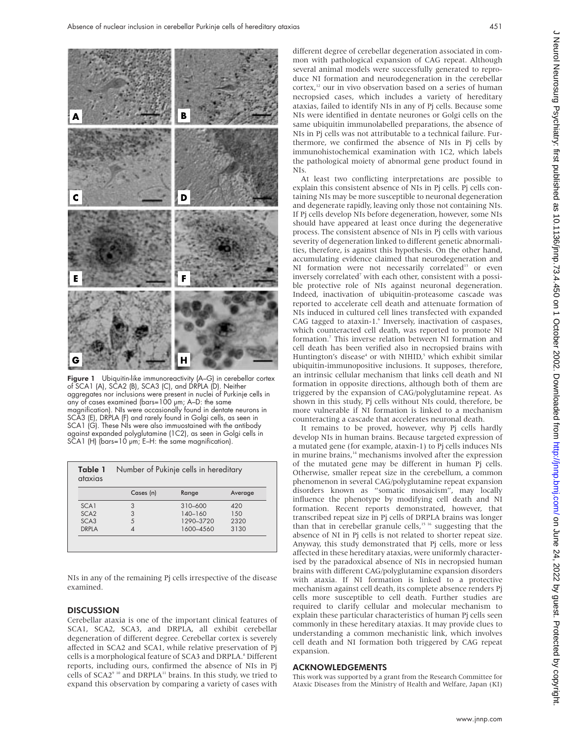Figure 1 Ubiquitin-like immunoreactivity (A–G) in cerebellar cortex of SCA1 (A), SCA2 (B), SCA3 (C), and DRPLA (D). Neither aggregates nor inclusions were present in nuclei of Purkinje cells in any of cases examined (bars=100 μm; A–D: the same magnification). NIs were occasionally found in dentate neurons in SCA3 (E), DRPLA (F) and rarely found in Golgi cells, as seen in SCA1 (G). These NIs were also immuostained with the antibody against expanded polyglutamine (1C2), as seen in Golgi cells in SCA1 (H) (bars=10 μm; E–H: the same magnification).

**Table 1** Number of Pukinje cells in hereditary ataxias

| | Cases (n) | Range | Average |
|---|---|---|---|
| SCA1 | 3 | 310–600 | 420 |
| SCA2 | 3 | 140–160 | 150 |
| SCA3 | 5 | 1290–3720 | 2320 |
| DRPLA | 4 | 1600–4560 | 3130 |

NIs in any of the remaining Pj cells irrespective of the disease examined.

## DISCUSSION

Cerebellar ataxia is one of the important clinical features of SCA1, SCA2, SCA3, and DRPLA, all exhibit cerebellar degeneration of different degree. Cerebellar cortex is severely affected in SCA2 and SCA1, while relative preservation of Pj cells is a morphological feature of SCA3 and DRPLA.[8] Different reports, including ours, confirmed the absence of NIs in Pj cells of SCA2[9 10] and DRPLA[11] brains. In this study, we tried to expand this observation by comparing a variety of cases with different degree of cerebellar degeneration associated in common with pathological expansion of CAG repeat. Although several animal models were successfully generated to reproduce NI formation and neurodegeneration in the cerebellar cortex,[12] our in vivo observation based on a series of human necropsied cases, which includes a variety of hereditary ataxias, failed to identify NIs in any of Pj cells. Because some NIs were identified in dentate neurones or Golgi cells on the same ubiquitin immunolabelled preparations, the absence of NIs in Pj cells was not attributable to a technical failure. Furthermore, we confirmed the absence of NIs in Pj cells by immunohistochemical examination with 1C2, which labels the pathological moiety of abnormal gene product found in NIs.

At least two conflicting interpretations are possible to explain this consistent absence of NIs in Pj cells. Pj cells containing NIs may be more susceptible to neuronal degeneration and degenerate rapidly, leaving only those not containing NIs. If Pj cells develop NIs before degeneration, however, some NIs should have appeared at least once during the degenerative process. The consistent absence of NIs in Pj cells with various severity of degeneration linked to different genetic abnormalities, therefore, is against this hypothesis. On the other hand, accumulating evidence claimed that neurodegeneration and NI formation were not necessarily correlated[13] or even inversely correlated[7] with each other, consistent with a possible protective role of NIs against neuronal degeneration. Indeed, inactivation of ubiquitin-proteasome cascade was reported to accelerate cell death and attenuate formation of NIs induced in cultured cell lines transfected with expanded CAG tagged to ataxin-1.[6] Inversely, inactivation of caspases, which counteracted cell death, was reported to promote NI formation.[7] This inverse relation between NI formation and cell death has been verified also in necropsied brains with Huntington's disease[4] or with NIHID,[5] which exhibit similar ubiquitin-immunopositive inclusions. It supposes, therefore, an intrinsic cellular mechanism that links cell death and NI formation in opposite directions, although both of them are triggered by the expansion of CAG/polyglutamine repeat. As shown in this study, Pj cells without NIs could, therefore, be more vulnerable if NI formation is linked to a mechanism counteracting a cascade that accelerates neuronal death.

It remains to be proved, however, why Pj cells hardly develop NIs in human brains. Because targeted expression of a mutated gene (for example, ataxin-1) to Pj cells induces NIs in murine brains,[14] mechanisms involved after the expression of the mutated gene may be different in human Pj cells. Otherwise, smaller repeat size in the cerebellum, a common phenomenon in several CAG/polyglutamine repeat expansion disorders known as "somatic mosaicism", may locally influence the phenotype by modifying cell death and NI formation. Recent reports demonstrated, however, that transcribed repeat size in Pj cells of DRPLA brains was longer than that in cerebellar granule cells,[15 16] suggesting that the absence of NI in Pj cells is not related to shorter repeat size. Anyway, this study demonstrated that Pj cells, more or less affected in these hereditary ataxias, were uniformly characterised by the paradoxical absence of NIs in necropsied human brains with different CAG/polyglutamine expansion disorders with ataxia. If NI formation is linked to a protective mechanism against cell death, its complete absence renders Pj cells more susceptible to cell death. Further studies are required to clarify cellular and molecular mechanism to explain these particular characteristics of human Pj cells seen commonly in these hereditary ataxias. It may provide clues to understanding a common mechanistic link, which involves cell death and NI formation both triggered by CAG repeat expansion.

## ACKNOWLEDGEMENTS

This work was supported by a grant from the Research Committee for Ataxic Diseases from the Ministry of Health and Welfare, Japan (KI)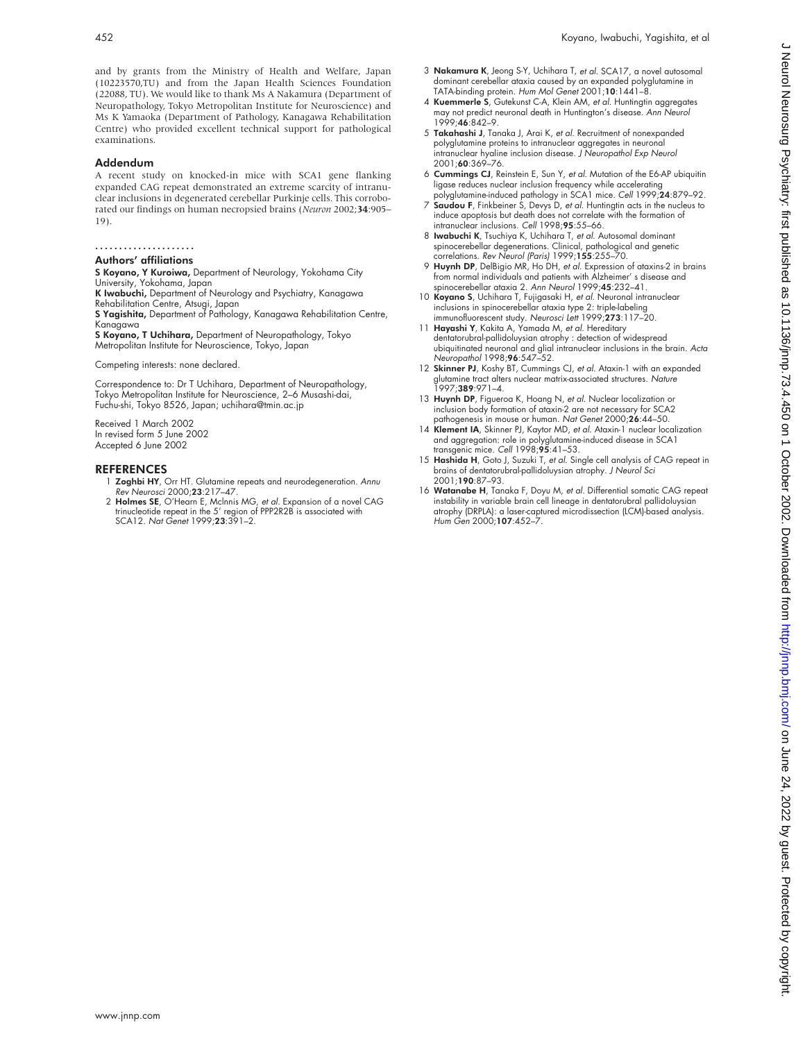and by grants from the Ministry of Health and Welfare, Japan (10223570,TU) and from the Japan Health Sciences Foundation (22088, TU). We would like to thank Ms A Nakamura (Department of Neuropathology, Tokyo Metropolitan Institute for Neuroscience) and Ms K Yamaoka (Department of Pathology, Kanagawa Rehabilitation Centre) who provided excellent technical support for pathological examinations.

## Addendum

A recent study on knocked-in mice with SCA1 gene flanking expanded CAG repeat demonstrated an extreme scarcity of intranuclear inclusions in degenerated cerebellar Purkinje cells. This corroborated our findings on human necropsied brains (*Neuron* 2002;**34**:905–19).

### Authors' affiliations

**S Koyano, Y Kuroiwa,** Department of Neurology, Yokohama City University, Yokohama, Japan

**K Iwabuchi,** Department of Neurology and Psychiatry, Kanagawa Rehabilitation Centre, Atsugi, Japan

**S Yagishita,** Department of Pathology, Kanagawa Rehabilitation Centre, Kanagawa

**S Koyano, T Uchihara,** Department of Neuropathology, Tokyo Metropolitan Institute for Neuroscience, Tokyo, Japan

Competing interests: none declared.

Correspondence to: Dr T Uchihara, Department of Neuropathology, Tokyo Metropolitan Institute for Neuroscience, 2–6 Musashi-dai, Fuchu-shi, Tokyo 8526, Japan; uchihara@tmin.ac.jp

Received 1 March 2002
In revised form 5 June 2002
Accepted 6 June 2002

## REFERENCES

1. **Zoghbi HY**, Orr HT. Glutamine repeats and neurodegeneration. *Annu Rev Neurosci* 2000;**23**:217–47.
2. **Holmes SE**, O'Hearn E, McInnis MG, *et al*. Expansion of a novel CAG trinucleotide repeat in the 5′ region of PPP2R2B is associated with SCA12. *Nat Genet* 1999;**23**:391–2.
3. **Nakamura K**, Jeong S-Y, Uchihara T, *et al*. SCA17, a novel autosomal dominant cerebellar ataxia caused by an expanded polyglutamine in TATA-binding protein. *Hum Mol Genet* 2001;**10**:1441–8.
4. **Kuemmerle S**, Gutekunst C-A, Klein AM, *et al*. Huntingtin aggregates may not predict neuronal death in Huntington's disease. *Ann Neurol* 1999;**46**:842–9.
5. **Takahashi J**, Tanaka J, Arai K, *et al*. Recruitment of nonexpanded polyglutamine proteins to intranuclear aggregates in neuronal intranuclear hyaline inclusion disease. *J Neuropathol Exp Neurol* 2001;**60**:369–76.
6. **Cummings CJ**, Reinstein E, Sun Y, *et al*. Mutation of the E6-AP ubiquitin ligase reduces nuclear inclusion frequency while accelerating polyglutamine-induced pathology in SCA1 mice. *Cell* 1999;**24**:879–92.
7. **Saudou F**, Finkbeiner S, Devys D, *et al*. Huntingtin acts in the nucleus to induce apoptosis but death does not correlate with the formation of intranuclear inclusions. *Cell* 1998;**95**:55–66.
8. **Iwabuchi K**, Tsuchiya K, Uchihara T, *et al*. Autosomal dominant spinocerebellar degenerations. Clinical, pathological and genetic correlations. *Rev Neurol (Paris)* 1999;**155**:255–70.
9. **Huynh DP**, DelBigio MR, Ho DH, *et al*. Expression of ataxins-2 in brains from normal individuals and patients with Alzheimer' s disease and spinocerebellar ataxia 2. *Ann Neurol* 1999;**45**:232–41.
10. **Koyano S**, Uchihara T, Fujigasaki H, *et al*. Neuronal intranuclear inclusions in spinocerebellar ataxia type 2: triple-labeling immunofluorescent study. *Neurosci Lett* 1999;**273**:117–20.
11. **Hayashi Y**, Kakita A, Yamada M, *et al*. Hereditary dentatorubral-pallidoluysian atrophy : detection of widespread ubiquitinated neuronal and glial intranuclear inclusions in the brain. *Acta Neuropathol* 1998;**96**:547–52.
12. **Skinner PJ**, Koshy BT, Cummings CJ, *et al*. Ataxin-1 with an expanded glutamine tract alters nuclear matrix-associated structures. *Nature* 1997;**389**:971–4.
13. **Huynh DP**, Figueroa K, Hoang N, *et al*. Nuclear localization or inclusion body formation of ataxin-2 are not necessary for SCA2 pathogenesis in mouse or human. *Nat Genet* 2000;**26**:44–50.
14. **Klement IA**, Skinner PJ, Kaytor MD, *et al*. Ataxin-1 nuclear localization and aggregation: role in polyglutamine-induced disease in SCA1 transgenic mice. *Cell* 1998;**95**:41–53.
15. **Hashida H**, Goto J, Suzuki T, *et al*. Single cell analysis of CAG repeat in brains of dentatorubral-pallidoluysian atrophy. *J Neurol Sci* 2001;**190**:87–93.
16. **Watanabe H**, Tanaka F, Doyu M, *et al*. Differential somatic CAG repeat instability in variable brain cell lineage in dentatorubral pallidoluysian atrophy (DRPLA): a laser-captured microdissection (LCM)-based analysis. *Hum Gen* 2000;**107**:452–7.